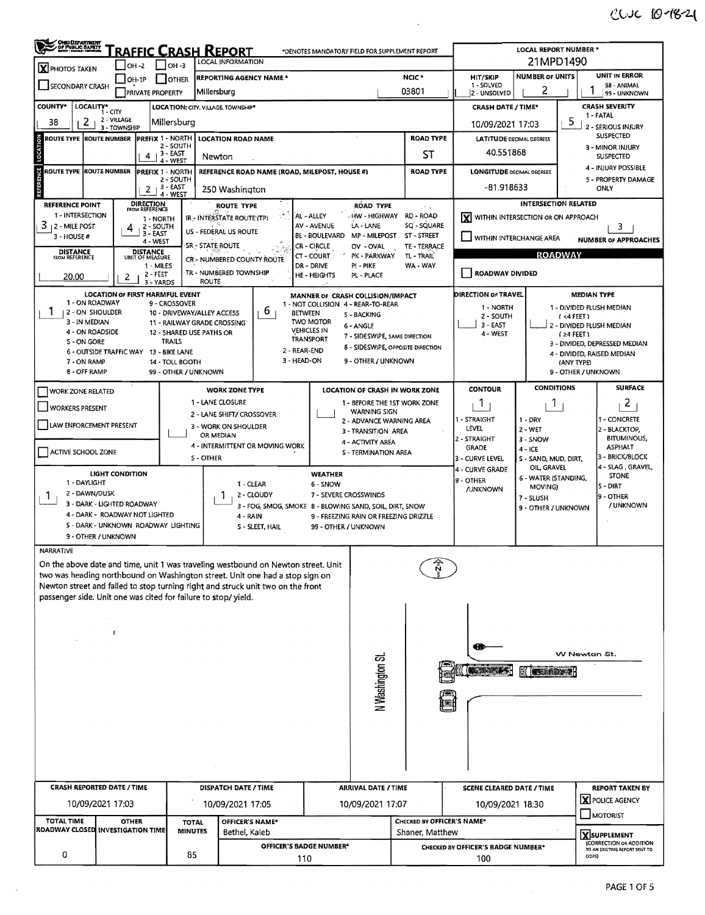CCJC 10-18-21

# Traffic Crash Report

*DENOTES MANDATORY FIELD FOR SUPPLEMENT REPORT

**LOCAL REPORT NUMBER \*:** 21MPD1490

| Field | Value |
|---|---|
| PHOTOS TAKEN | X |
| LOCAL INFORMATION | |
| REPORTING AGENCY NAME * | Millersburg |
| NCIC * | 03801 |
| HIT/SKIP (1 - SOLVED, 2 - UNSOLVED) | |
| NUMBER OF UNITS | 2 |
| UNIT IN ERROR (98 - ANIMAL, 99 - UNKNOWN) | 1 |
| COUNTY* | 38 |
| LOCALITY* (1 - CITY, 2 - VILLAGE, 3 - TOWNSHIP) | 2 |
| LOCATION: CITY, VILLAGE, TOWNSHIP* | Millersburg |
| CRASH DATE / TIME* | 10/09/2021 17:03 |
| CRASH SEVERITY (1 - FATAL, 2 - SERIOUS INJURY SUSPECTED, 3 - MINOR INJURY SUSPECTED, 4 - INJURY POSSIBLE, 5 - PROPERTY DAMAGE ONLY) | 5 |

## Location

| ROUTE TYPE | ROUTE NUMBER | PREFIX (1 - NORTH, 2 - SOUTH, 3 - EAST, 4 - WEST) | LOCATION ROAD NAME | ROAD TYPE | LATITUDE DECIMAL DEGREES |
|---|---|---|---|---|---|
| | | 4 | Newton | ST | 40.551868 |

## Reference

| ROUTE TYPE | ROUTE NUMBER | PREFIX | REFERENCE ROAD NAME (ROAD, MILEPOST, HOUSE #) | ROAD TYPE | LONGITUDE DECIMAL DEGREES |
|---|---|---|---|---|---|
| | | 2 | 250 Washington | | -81.918633 |

| REFERENCE POINT (1 - INTERSECTION, 2 - MILE POST, 3 - HOUSE #) | DIRECTION FROM REFERENCE (1 - NORTH, 2 - SOUTH, 3 - EAST, 4 - WEST) | DISTANCE FROM REFERENCE | DISTANCE UNIT OF MEASURE (1 - MILES, 2 - FEET, 3 - YARDS) |
|---|---|---|---|
| 3 | 4 | 20.00 | 2 |

ROUTE TYPE: IR - INTERSTATE ROUTE (TP); US - FEDERAL US ROUTE; SR - STATE ROUTE; CR - NUMBERED COUNTY ROUTE; TR - NUMBERED TOWNSHIP ROUTE

ROAD TYPE: AL - ALLEY; AV - AVENUE; BL - BOULEVARD; CR - CIRCLE; CT - COURT; DR - DRIVE; HE - HEIGHTS; HW - HIGHWAY; LA - LANE; MP - MILEPOST; OV - OVAL; PK - PARKWAY; PI - PIKE; PL - PLACE; RD - ROAD; SQ - SQUARE; ST - STREET; TE - TERRACE; TL - TRAIL; WA - WAY

**INTERSECTION RELATED:** [X] WITHIN INTERSECTION OR ON APPROACH; [ ] WITHIN INTERCHANGE AREA — NUMBER OF APPROACHES: 3

**ROADWAY:** [ ] ROADWAY DIVIDED

| LOCATION OF FIRST HARMFUL EVENT | MANNER OF CRASH COLLISION/IMPACT | DIRECTION OF TRAVEL | MEDIAN TYPE |
|---|---|---|---|
| 1 | 6 | | |

LOCATION OF FIRST HARMFUL EVENT: 1 - ON ROADWAY; 2 - ON SHOULDER; 3 - IN MEDIAN; 4 - ON ROADSIDE; 5 - ON GORE; 6 - OUTSIDE TRAFFIC WAY; 7 - ON RAMP; 8 - OFF RAMP; 9 - CROSSOVER; 10 - DRIVEWAY/ALLEY ACCESS; 11 - RAILWAY GRADE CROSSING; 12 - SHARED USE PATHS OR TRAILS; 13 - BIKE LANE; 14 - TOLL BOOTH; 99 - OTHER / UNKNOWN

MANNER OF CRASH COLLISION/IMPACT: 1 - NOT COLLISION BETWEEN TWO MOTOR VEHICLES IN TRANSPORT; 2 - REAR-END; 3 - HEAD-ON; 4 - REAR-TO-REAR; 5 - BACKING; 6 - ANGLE; 7 - SIDESWIPE, SAME DIRECTION; 8 - SIDESWIPE, OPPOSITE DIRECTION; 9 - OTHER / UNKNOWN

DIRECTION OF TRAVEL: 1 - NORTH; 2 - SOUTH; 3 - EAST; 4 - WEST

MEDIAN TYPE: 1 - DIVIDED FLUSH MEDIAN (<4 FEET); 2 - DIVIDED FLUSH MEDIAN (≥4 FEET); 3 - DIVIDED, DEPRESSED MEDIAN; 4 - DIVIDED, RAISED MEDIAN (ANY TYPE); 9 - OTHER / UNKNOWN

## Work Zone

[ ] WORK ZONE RELATED; [ ] WORKERS PRESENT; [ ] LAW ENFORCEMENT PRESENT; [ ] ACTIVE SCHOOL ZONE

WORK ZONE TYPE: 1 - LANE CLOSURE; 2 - LANE SHIFT/ CROSSOVER; 3 - WORK ON SHOULDER OR MEDIAN; 4 - INTERMITTENT OR MOVING WORK; 5 - OTHER

LOCATION OF CRASH IN WORK ZONE: 1 - BEFORE THE 1ST WORK ZONE WARNING SIGN; 2 - ADVANCE WARNING AREA; 3 - TRANSITION AREA; 4 - ACTIVITY AREA; 5 - TERMINATION AREA

| CONTOUR | CONDITIONS | SURFACE | LIGHT CONDITION | WEATHER |
|---|---|---|---|---|
| 1 | 1 | 2 | 1 | 1 |

CONTOUR: 1 - STRAIGHT LEVEL; 2 - STRAIGHT GRADE; 3 - CURVE LEVEL; 4 - CURVE GRADE; 9 - OTHER /UNKNOWN

CONDITIONS: 1 - DRY; 2 - WET; 3 - SNOW; 4 - ICE; 5 - SAND, MUD, DIRT, OIL, GRAVEL; 6 - WATER (STANDING, MOVING); 7 - SLUSH; 9 - OTHER / UNKNOWN

SURFACE: 1 - CONCRETE; 2 - BLACKTOP, BITUMINOUS, ASPHALT; 3 - BRICK/BLOCK; 4 - SLAG, GRAVEL, STONE; 5 - DIRT; 9 - OTHER / UNKNOWN

LIGHT CONDITION: 1 - DAYLIGHT; 2 - DAWN/DUSK; 3 - DARK - LIGHTED ROADWAY; 4 - DARK - ROADWAY NOT LIGHTED; 5 - DARK - UNKNOWN ROADWAY LIGHTING; 9 - OTHER / UNKNOWN

WEATHER: 1 - CLEAR; 2 - CLOUDY; 3 - FOG, SMOG, SMOKE; 4 - RAIN; 5 - SLEET, HAIL; 6 - SNOW; 7 - SEVERE CROSSWINDS; 8 - BLOWING SAND, SOIL, DIRT, SNOW; 9 - FREEZING RAIN OR FREEZING DRIZZLE; 99 - OTHER / UNKNOWN

## Narrative

On the above date and time, unit 1 was traveling westbound on Newton street. Unit two was heading northbound on Washington street. Unit one had a stop sign on Newton street and failed to stop turning right and struck unit two on the front passenger side. Unit one was cited for failure to stop/ yield.

N Washington St.  W Newton St.

| CRASH REPORTED DATE / TIME | DISPATCH DATE / TIME | ARRIVAL DATE / TIME | SCENE CLEARED DATE / TIME | REPORT TAKEN BY |
|---|---|---|---|---|
| 10/09/2021 17:03 | 10/09/2021 17:05 | 10/09/2021 17:07 | 10/09/2021 18:30 | [X] POLICE AGENCY [ ] MOTORIST |

| TOTAL TIME ROADWAY CLOSED | OTHER INVESTIGATION TIME | TOTAL MINUTES | OFFICER'S NAME* | OFFICER'S BADGE NUMBER* | CHECKED BY OFFICER'S NAME* | CHECKED BY OFFICER'S BADGE NUMBER* | |
|---|---|---|---|---|---|---|---|
| 0 | | 85 | Bethel, Kaleb | 110 | Shaner, Matthew | 100 | [X] SUPPLEMENT (CORRECTION OR ADDITION TO AN EXISTING REPORT SENT TO ODPS) |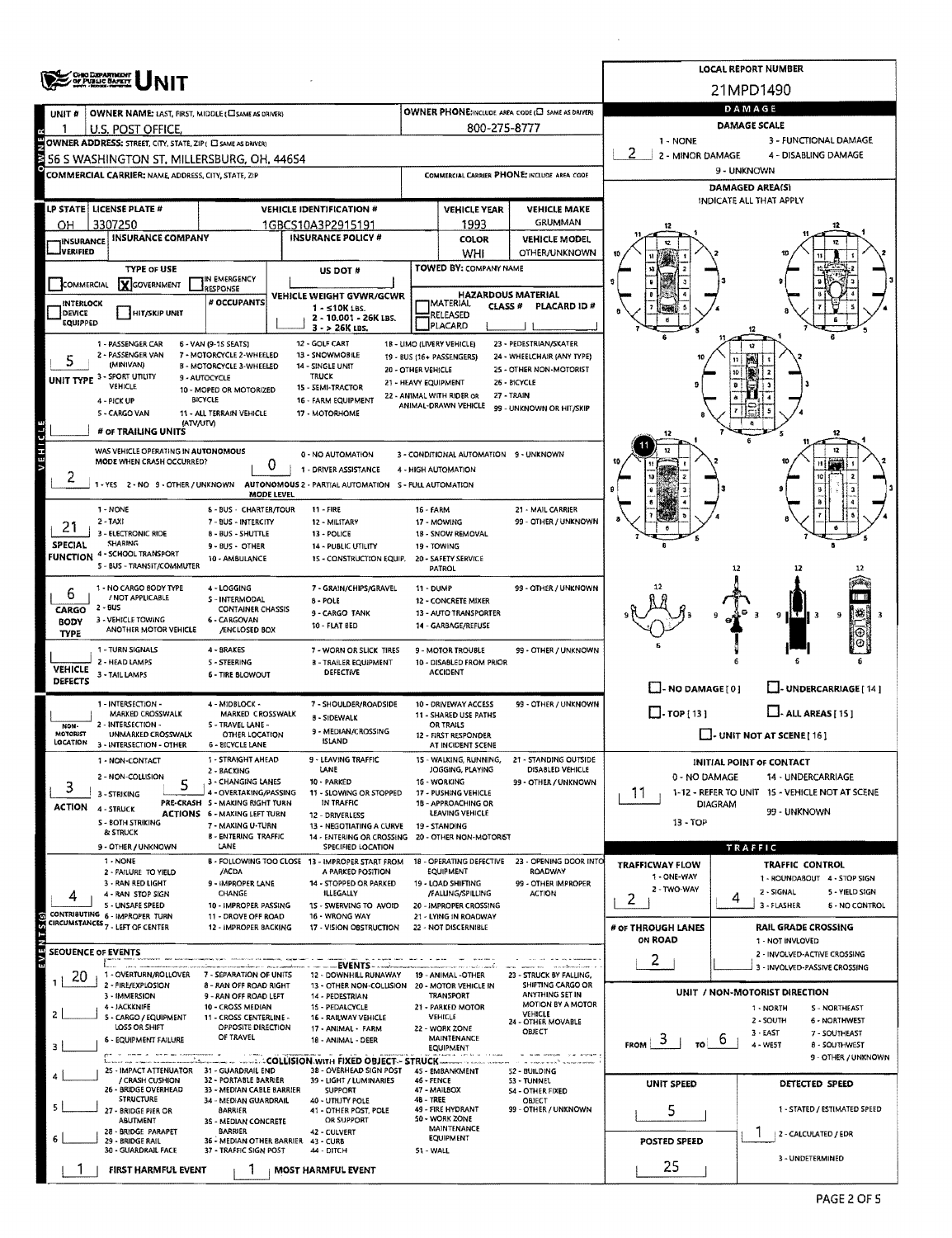# OHIO DEPARTMENT OF PUBLIC SAFETY UNIT

**LOCAL REPORT NUMBER:** 21MPD1490

## OWNER

| UNIT # | OWNER NAME: LAST, FIRST, MIDDLE (☐ SAME AS DRIVER) | OWNER PHONE: INCLUDE AREA CODE (☐ SAME AS DRIVER) |
|---|---|---|
| 1 | U.S. POST OFFICE, | 800-275-8777 |

**OWNER ADDRESS:** STREET, CITY, STATE, ZIP (☐ SAME AS DRIVER)
56 S WASHINGTON ST, MILLERSBURG, OH, 44654

**COMMERCIAL CARRIER:** NAME, ADDRESS, CITY, STATE, ZIP

**COMMERCIAL CARRIER PHONE:** INCLUDE AREA CODE

## VEHICLE

| LP STATE | LICENSE PLATE # | VEHICLE IDENTIFICATION # | VEHICLE YEAR | VEHICLE MAKE |
|---|---|---|---|---|
| OH | 3307250 | 1GBCS10A3P2915191 | 1993 | GRUMMAN |

| INSURANCE VERIFIED | INSURANCE COMPANY | INSURANCE POLICY # | COLOR | VEHICLE MODEL |
|---|---|---|---|---|
| ☐ | | | WHI | OTHER/UNKNOWN |

**TYPE OF USE:** ☐ COMMERCIAL ☒ GOVERNMENT ☐ IN EMERGENCY RESPONSE

**US DOT #:**

**TOWED BY:** COMPANY NAME

**INTERLOCK DEVICE EQUIPPED:** ☐ **HIT/SKIP UNIT:** ☐

**# OCCUPANTS:**

**VEHICLE WEIGHT GVWR/GCWR:** 1 - ≤10K LBS. 2 - 10,001 - 26K LBS. 3 - > 26K LBS.

**HAZARDOUS MATERIAL:** ☐ MATERIAL RELEASED ☐ PLACARD — CLASS # — PLACARD ID #

**UNIT TYPE:** 5

1 - PASSENGER CAR, 2 - PASSENGER VAN (MINIVAN), 3 - SPORT UTILITY VEHICLE, 4 - PICK UP, 5 - CARGO VAN, 6 - VAN (9-15 SEATS), 7 - MOTORCYCLE 2-WHEELED, 8 - MOTORCYCLE 3-WHEELED, 9 - AUTOCYCLE, 10 - MOPED OR MOTORIZED BICYCLE, 11 - ALL TERRAIN VEHICLE (ATV/UTV), 12 - GOLF CART, 13 - SNOWMOBILE, 14 - SINGLE UNIT TRUCK, 15 - SEMI-TRACTOR, 16 - FARM EQUIPMENT, 17 - MOTORHOME, 18 - LIMO (LIVERY VEHICLE), 19 - BUS (16+ PASSENGERS), 20 - OTHER VEHICLE, 21 - HEAVY EQUIPMENT, 22 - ANIMAL WITH RIDER OR ANIMAL-DRAWN VEHICLE, 23 - PEDESTRIAN/SKATER, 24 - WHEELCHAIR (ANY TYPE), 25 - OTHER NON-MOTORIST, 26 - BICYCLE, 27 - TRAIN, 99 - UNKNOWN OR HIT/SKIP

**# OF TRAILING UNITS:**

**WAS VEHICLE OPERATING IN AUTONOMOUS MODE WHEN CRASH OCCURRED?** 2

1 - YES 2 - NO 9 - OTHER / UNKNOWN

**AUTONOMOUS MODE LEVEL:** 0

0 - NO AUTOMATION, 1 - DRIVER ASSISTANCE, 2 - PARTIAL AUTOMATION, 3 - CONDITIONAL AUTOMATION, 4 - HIGH AUTOMATION, 5 - FULL AUTOMATION, 9 - UNKNOWN

**SPECIAL FUNCTION:** 21

1 - NONE, 2 - TAXI, 3 - ELECTRONIC RIDE SHARING, 4 - SCHOOL TRANSPORT, 5 - BUS - TRANSIT/COMMUTER, 6 - BUS - CHARTER/TOUR, 7 - BUS - INTERCITY, 8 - BUS - SHUTTLE, 9 - BUS - OTHER, 10 - AMBULANCE, 11 - FIRE, 12 - MILITARY, 13 - POLICE, 14 - PUBLIC UTILITY, 15 - CONSTRUCTION EQUIP., 16 - FARM, 17 - MOWING, 18 - SNOW REMOVAL, 19 - TOWING, 20 - SAFETY SERVICE PATROL, 21 - MAIL CARRIER, 99 - OTHER / UNKNOWN

**CARGO BODY TYPE:** 6

1 - NO CARGO BODY TYPE / NOT APPLICABLE, 2 - BUS, 3 - VEHICLE TOWING ANOTHER MOTOR VEHICLE, 4 - LOGGING, 5 - INTERMODAL CONTAINER CHASSIS, 6 - CARGOVAN /ENCLOSED BOX, 7 - GRAIN/CHIPS/GRAVEL, 8 - POLE, 9 - CARGO TANK, 10 - FLAT BED, 11 - DUMP, 12 - CONCRETE MIXER, 13 - AUTO TRANSPORTER, 14 - GARBAGE/REFUSE, 99 - OTHER / UNKNOWN

**VEHICLE DEFECTS:**

1 - TURN SIGNALS, 2 - HEAD LAMPS, 3 - TAIL LAMPS, 4 - BRAKES, 5 - STEERING, 6 - TIRE BLOWOUT, 7 - WORN OR SLICK TIRES, 8 - TRAILER EQUIPMENT DEFECTIVE, 9 - MOTOR TROUBLE, 10 - DISABLED FROM PRIOR ACCIDENT, 99 - OTHER / UNKNOWN

**NON-MOTORIST LOCATION:**

1 - INTERSECTION - MARKED CROSSWALK, 2 - INTERSECTION - UNMARKED CROSSWALK, 3 - INTERSECTION - OTHER, 4 - MIDBLOCK - MARKED CROSSWALK, 5 - TRAVEL LANE - OTHER LOCATION, 6 - BICYCLE LANE, 7 - SHOULDER/ROADSIDE, 8 - SIDEWALK, 9 - MEDIAN/CROSSING ISLAND, 10 - DRIVEWAY ACCESS, 11 - SHARED USE PATHS OR TRAILS, 12 - FIRST RESPONDER AT INCIDENT SCENE, 99 - OTHER / UNKNOWN

**ACTION:** 3

1 - NON-CONTACT, 2 - NON-COLLISION, 3 - STRIKING, 4 - STRUCK, 5 - BOTH STRIKING & STRUCK, 9 - OTHER / UNKNOWN

**PRE-CRASH ACTIONS:** 5

1 - STRAIGHT AHEAD, 2 - BACKING, 3 - CHANGING LANES, 4 - OVERTAKING/PASSING, 5 - MAKING RIGHT TURN, 6 - MAKING LEFT TURN, 7 - MAKING U-TURN, 8 - ENTERING TRAFFIC LANE, 9 - LEAVING TRAFFIC LANE, 10 - PARKED, 11 - SLOWING OR STOPPED IN TRAFFIC, 12 - DRIVERLESS, 13 - NEGOTIATING A CURVE, 14 - ENTERING OR CROSSING SPECIFIED LOCATION, 15 - WALKING, RUNNING, JOGGING, PLAYING, 16 - WORKING, 17 - PUSHING VEHICLE, 18 - APPROACHING OR LEAVING VEHICLE, 19 - STANDING, 20 - OTHER NON-MOTORIST, 21 - STANDING OUTSIDE DISABLED VEHICLE, 99 - OTHER / UNKNOWN

**CONTRIBUTING CIRCUMSTANCES:** 4

1 - NONE, 2 - FAILURE TO YIELD, 3 - RAN RED LIGHT, 4 - RAN STOP SIGN, 5 - UNSAFE SPEED, 6 - IMPROPER TURN, 7 - LEFT OF CENTER, 8 - FOLLOWED TOO CLOSE /ACDA, 9 - IMPROPER LANE CHANGE, 10 - IMPROPER PASSING, 11 - DROVE OFF ROAD, 12 - IMPROPER BACKING, 13 - IMPROPER START FROM A PARKED POSITION, 14 - STOPPED OR PARKED ILLEGALLY, 15 - SWERVING TO AVOID, 16 - WRONG WAY, 17 - VISION OBSTRUCTION, 18 - OPERATING DEFECTIVE EQUIPMENT, 19 - LOAD SHIFTING /FALLING/SPILLING, 20 - IMPROPER CROSSING, 21 - LYING IN ROADWAY, 22 - NOT DISCERNIBLE, 23 - OPENING DOOR INTO ROADWAY, 99 - OTHER IMPROPER ACTION

## SEQUENCE OF EVENTS

1. 20
2.
3.
4.
5.
6.

**EVENTS:** 1 - OVERTURN/ROLLOVER, 2 - FIRE/EXPLOSION, 3 - IMMERSION, 4 - JACKKNIFE, 5 - CARGO / EQUIPMENT LOSS OR SHIFT, 6 - EQUIPMENT FAILURE, 7 - SEPARATION OF UNITS, 8 - RAN OFF ROAD RIGHT, 9 - RAN OFF ROAD LEFT, 10 - CROSS MEDIAN, 11 - CROSS CENTERLINE - OPPOSITE DIRECTION OF TRAVEL, 12 - DOWNHILL RUNAWAY, 13 - OTHER NON-COLLISION, 14 - PEDESTRIAN, 15 - PEDALCYCLE, 16 - RAILWAY VEHICLE, 17 - ANIMAL - FARM, 18 - ANIMAL - DEER, 19 - ANIMAL -OTHER, 20 - MOTOR VEHICLE IN TRANSPORT, 21 - PARKED MOTOR VEHICLE, 22 - WORK ZONE MAINTENANCE EQUIPMENT, 23 - STRUCK BY FALLING, SHIFTING CARGO OR ANYTHING SET IN MOTION BY A MOTOR VEHICLE, 24 - OTHER MOVABLE OBJECT

**COLLISION WITH FIXED OBJECT - STRUCK:** 25 - IMPACT ATTENUATOR / CRASH CUSHION, 26 - BRIDGE OVERHEAD STRUCTURE, 27 - BRIDGE PIER OR ABUTMENT, 28 - BRIDGE PARAPET, 29 - BRIDGE RAIL, 30 - GUARDRAIL FACE, 31 - GUARDRAIL END, 32 - PORTABLE BARRIER, 33 - MEDIAN CABLE BARRIER, 34 - MEDIAN GUARDRAIL BARRIER, 35 - MEDIAN CONCRETE BARRIER, 36 - MEDIAN OTHER BARRIER, 37 - TRAFFIC SIGN POST, 38 - OVERHEAD SIGN POST, 39 - LIGHT / LUMINARIES SUPPORT, 40 - UTILITY POLE, 41 - OTHER POST, POLE OR SUPPORT, 42 - CULVERT, 43 - CURB, 44 - DITCH, 45 - EMBANKMENT, 46 - FENCE, 47 - MAILBOX, 48 - TREE, 49 - FIRE HYDRANT, 50 - WORK ZONE MAINTENANCE EQUIPMENT, 51 - WALL, 52 - BUILDING, 53 - TUNNEL, 54 - OTHER FIXED OBJECT, 99 - OTHER / UNKNOWN

**FIRST HARMFUL EVENT:** 1 **MOST HARMFUL EVENT:** 1

## DAMAGE

**DAMAGE SCALE:** 2

1 - NONE, 2 - MINOR DAMAGE, 3 - FUNCTIONAL DAMAGE, 4 - DISABLING DAMAGE, 9 - UNKNOWN

**DAMAGED AREA(S)** — INDICATE ALL THAT APPLY: 11

☐ - NO DAMAGE [ 0 ] ☐ - UNDERCARRIAGE [ 14 ] ☐ - TOP [ 13 ] ☐ - ALL AREAS [ 15 ] ☐ - UNIT NOT AT SCENE [ 16 ]

**INITIAL POINT OF CONTACT:** 11

0 - NO DAMAGE, 1-12 - REFER TO UNIT DIAGRAM, 13 - TOP, 14 - UNDERCARRIAGE, 15 - VEHICLE NOT AT SCENE, 99 - UNKNOWN

## TRAFFIC

**TRAFFICWAY FLOW:** 2 (1 - ONE-WAY, 2 - TWO-WAY)

**TRAFFIC CONTROL:** 4 (1 - ROUNDABOUT, 2 - SIGNAL, 3 - FLASHER, 4 - STOP SIGN, 5 - YIELD SIGN, 6 - NO CONTROL)

**# OF THROUGH LANES ON ROAD:** 2

**RAIL GRADE CROSSING:** 1 - NOT INVLOVED, 2 - INVOLVED-ACTIVE CROSSING, 3 - INVOLVED-PASSIVE CROSSING

**UNIT / NON-MOTORIST DIRECTION:** FROM 3 TO 6

1 - NORTH, 2 - SOUTH, 3 - EAST, 4 - WEST, 5 - NORTHEAST, 6 - NORTHWEST, 7 - SOUTHEAST, 8 - SOUTHWEST, 9 - OTHER / UNKNOWN

**UNIT SPEED:** 5

**DETECTED SPEED:** 1 (1 - STATED / ESTIMATED SPEED, 2 - CALCULATED / EDR, 3 - UNDETERMINED)

**POSTED SPEED:** 25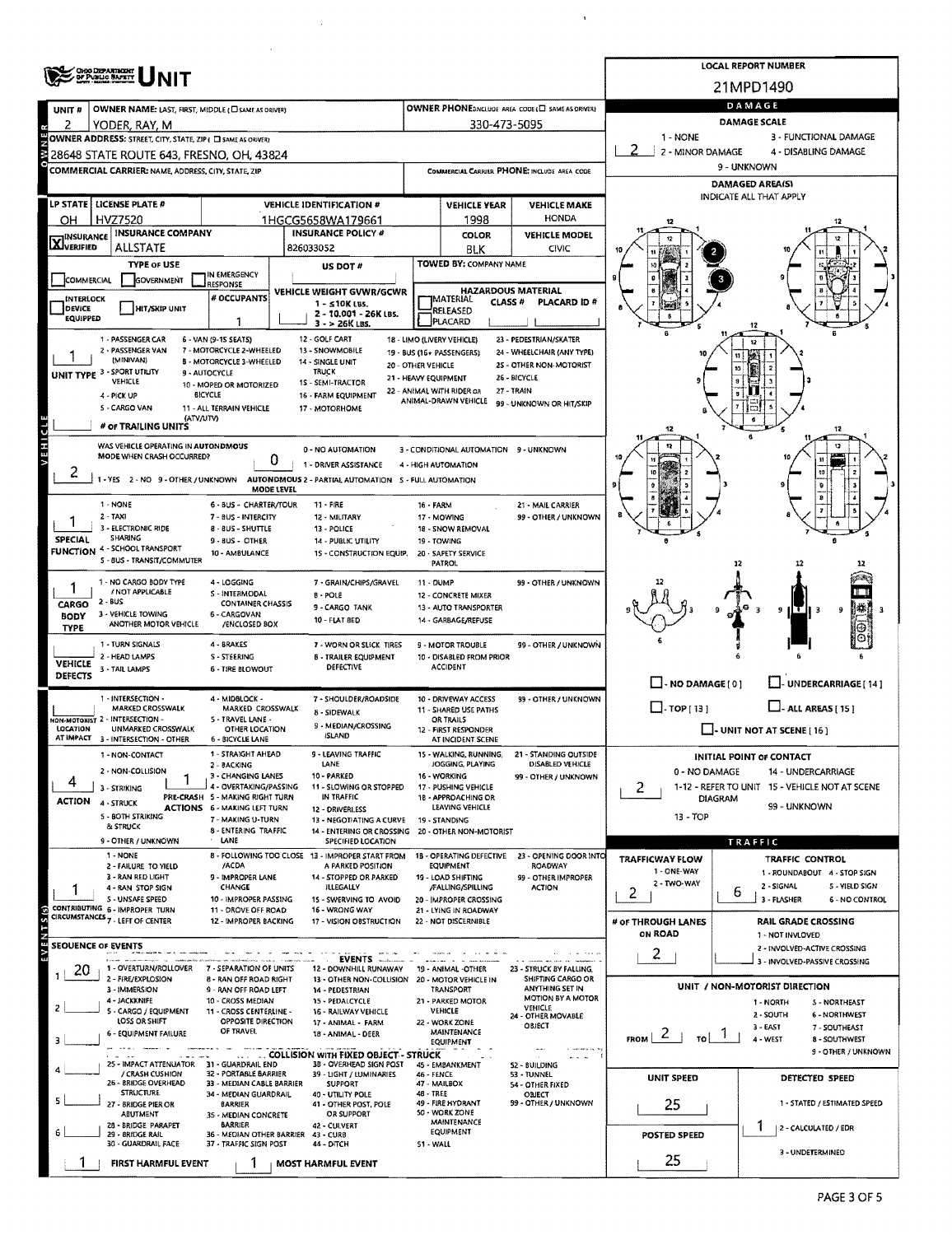# UNIT

**LOCAL REPORT NUMBER:** 21MPD1490

| UNIT # | OWNER NAME: LAST, FIRST, MIDDLE (☐ SAME AS DRIVER) | OWNER PHONE: INCLUDE AREA CODE (☐ SAME AS DRIVER) |
|---|---|---|
| 2 | YODER, RAY, M | 330-473-5095 |

**OWNER ADDRESS:** STREET, CITY, STATE, ZIP (☐ SAME AS DRIVER)
28648 STATE ROUTE 643, FRESNO, OH, 43824

**COMMERCIAL CARRIER:** NAME, ADDRESS, CITY, STATE, ZIP | **COMMERCIAL CARRIER PHONE:** INCLUDE AREA CODE

| LP STATE | LICENSE PLATE # | VEHICLE IDENTIFICATION # | VEHICLE YEAR | VEHICLE MAKE |
|---|---|---|---|---|
| OH | HVZ7520 | 1HGCG5658WA179661 | 1998 | HONDA |

| INSURANCE VERIFIED | INSURANCE COMPANY | INSURANCE POLICY # | COLOR | VEHICLE MODEL |
|---|---|---|---|---|
| X | ALLSTATE | 826033052 | BLK | CIVIC |

**TYPE OF USE:** ☐ COMMERCIAL ☐ GOVERNMENT ☐ IN EMERGENCY RESPONSE
**US DOT #:**
**TOWED BY:** COMPANY NAME
☐ INTERLOCK DEVICE EQUIPPED ☐ HIT/SKIP UNIT
**# OCCUPANTS:** 1
**VEHICLE WEIGHT GVWR/GCWR:** 1 - ≤10K LBS. 2 - 10.001 - 26K LBS. 3 - > 26K LBS.
**HAZARDOUS MATERIAL:** ☐ MATERIAL RELEASED CLASS # PLACARD ID # ☐ PLACARD

**UNIT TYPE:** 1
1 - PASSENGER CAR, 2 - PASSENGER VAN (MINIVAN), 3 - SPORT UTILITY VEHICLE, 4 - PICK UP, 5 - CARGO VAN, 6 - VAN (9-15 SEATS), 7 - MOTORCYCLE 2-WHEELED, 8 - MOTORCYCLE 3-WHEELED, 9 - AUTOCYCLE, 10 - MOPED OR MOTORIZED BICYCLE, 11 - ALL TERRAIN VEHICLE (ATV/UTV), 12 - GOLF CART, 13 - SNOWMOBILE, 14 - SINGLE UNIT TRUCK, 15 - SEMI-TRACTOR, 16 - FARM EQUIPMENT, 17 - MOTORHOME, 18 - LIMO (LIVERY VEHICLE), 19 - BUS (16+ PASSENGERS), 20 - OTHER VEHICLE, 21 - HEAVY EQUIPMENT, 22 - ANIMAL WITH RIDER OR ANIMAL-DRAWN VEHICLE, 23 - PEDESTRIAN/SKATER, 24 - WHEELCHAIR (ANY TYPE), 25 - OTHER NON-MOTORIST, 26 - BICYCLE, 27 - TRAIN, 99 - UNKNOWN OR HIT/SKIP

**# OF TRAILING UNITS:**

**WAS VEHICLE OPERATING IN AUTONOMOUS MODE WHEN CRASH OCCURRED?** 2
1 - YES 2 - NO 9 - OTHER / UNKNOWN
**AUTONOMOUS MODE LEVEL:** 0
0 - NO AUTOMATION, 1 - DRIVER ASSISTANCE, 2 - PARTIAL AUTOMATION, 3 - CONDITIONAL AUTOMATION, 4 - HIGH AUTOMATION, 5 - FULL AUTOMATION, 9 - UNKNOWN

**SPECIAL FUNCTION:** 1
1 - NONE, 2 - TAXI, 3 - ELECTRONIC RIDE SHARING, 4 - SCHOOL TRANSPORT, 5 - BUS - TRANSIT/COMMUTER, 6 - BUS - CHARTER/TOUR, 7 - BUS - INTERCITY, 8 - BUS - SHUTTLE, 9 - BUS - OTHER, 10 - AMBULANCE, 11 - FIRE, 12 - MILITARY, 13 - POLICE, 14 - PUBLIC UTILITY, 15 - CONSTRUCTION EQUIP., 16 - FARM, 17 - MOWING, 18 - SNOW REMOVAL, 19 - TOWING, 20 - SAFETY SERVICE PATROL, 21 - MAIL CARRIER, 99 - OTHER / UNKNOWN

**CARGO BODY TYPE:** 1
1 - NO CARGO BODY TYPE / NOT APPLICABLE, 2 - BUS, 3 - VEHICLE TOWING ANOTHER MOTOR VEHICLE, 4 - LOGGING, 5 - INTERMODAL CONTAINER CHASSIS, 6 - CARGOVAN /ENCLOSED BOX, 7 - GRAIN/CHIPS/GRAVEL, 8 - POLE, 9 - CARGO TANK, 10 - FLAT BED, 11 - DUMP, 12 - CONCRETE MIXER, 13 - AUTO TRANSPORTER, 14 - GARBAGE/REFUSE, 99 - OTHER / UNKNOWN

**VEHICLE DEFECTS:**
1 - TURN SIGNALS, 2 - HEAD LAMPS, 3 - TAIL LAMPS, 4 - BRAKES, 5 - STEERING, 6 - TIRE BLOWOUT, 7 - WORN OR SLICK TIRES, 8 - TRAILER EQUIPMENT DEFECTIVE, 9 - MOTOR TROUBLE, 10 - DISABLED FROM PRIOR ACCIDENT, 99 - OTHER / UNKNOWN

**NON-MOTORIST LOCATION AT IMPACT:**
1 - INTERSECTION - MARKED CROSSWALK, 2 - INTERSECTION - UNMARKED CROSSWALK, 3 - INTERSECTION - OTHER, 4 - MIDBLOCK - MARKED CROSSWALK, 5 - TRAVEL LANE - OTHER LOCATION, 6 - BICYCLE LANE, 7 - SHOULDER/ROADSIDE, 8 - SIDEWALK, 9 - MEDIAN/CROSSING ISLAND, 10 - DRIVEWAY ACCESS, 11 - SHARED USE PATHS OR TRAILS, 12 - FIRST RESPONDER AT INCIDENT SCENE, 99 - OTHER / UNKNOWN

**ACTION:** 4
1 - NON-CONTACT, 2 - NON-COLLISION, 3 - STRIKING, 4 - STRUCK, 5 - BOTH STRIKING & STRUCK, 9 - OTHER / UNKNOWN

**PRE-CRASH ACTIONS:** 1
1 - STRAIGHT AHEAD, 2 - BACKING, 3 - CHANGING LANES, 4 - OVERTAKING/PASSING, 5 - MAKING RIGHT TURN, 6 - MAKING LEFT TURN, 7 - MAKING U-TURN, 8 - ENTERING TRAFFIC LANE, 9 - LEAVING TRAFFIC LANE, 10 - PARKED, 11 - SLOWING OR STOPPED IN TRAFFIC, 12 - DRIVERLESS, 13 - NEGOTIATING A CURVE, 14 - ENTERING OR CROSSING SPECIFIED LOCATION, 15 - WALKING, RUNNING, JOGGING, PLAYING, 16 - WORKING, 17 - PUSHING VEHICLE, 18 - APPROACHING OR LEAVING VEHICLE, 19 - STANDING, 20 - OTHER NON-MOTORIST, 21 - STANDING OUTSIDE DISABLED VEHICLE, 99 - OTHER / UNKNOWN

**CONTRIBUTING CIRCUMSTANCES:** 1
1 - NONE, 2 - FAILURE TO YIELD, 3 - RAN RED LIGHT, 4 - RAN STOP SIGN, 5 - UNSAFE SPEED, 6 - IMPROPER TURN, 7 - LEFT OF CENTER, 8 - FOLLOWING TOO CLOSE /ACDA, 9 - IMPROPER LANE CHANGE, 10 - IMPROPER PASSING, 11 - DROVE OFF ROAD, 12 - IMPROPER BACKING, 13 - IMPROPER START FROM A PARKED POSITION, 14 - STOPPED OR PARKED ILLEGALLY, 15 - SWERVING TO AVOID, 16 - WRONG WAY, 17 - VISION OBSTRUCTION, 18 - OPERATING DEFECTIVE EQUIPMENT, 19 - LOAD SHIFTING /FALLING/SPILLING, 20 - IMPROPER CROSSING, 21 - LYING IN ROADWAY, 22 - NOT DISCERNIBLE, 23 - OPENING DOOR INTO ROADWAY, 99 - OTHER IMPROPER ACTION

**SEQUENCE OF EVENTS**
1: 20
2:
3:
4:
5:
6:

**EVENTS:** 1 - OVERTURN/ROLLOVER, 2 - FIRE/EXPLOSION, 3 - IMMERSION, 4 - JACKKNIFE, 5 - CARGO / EQUIPMENT LOSS OR SHIFT, 6 - EQUIPMENT FAILURE, 7 - SEPARATION OF UNITS, 8 - RAN OFF ROAD RIGHT, 9 - RAN OFF ROAD LEFT, 10 - CROSS MEDIAN, 11 - CROSS CENTERLINE - OPPOSITE DIRECTION OF TRAVEL, 12 - DOWNHILL RUNAWAY, 13 - OTHER NON-COLLISION, 14 - PEDESTRIAN, 15 - PEDALCYCLE, 16 - RAILWAY VEHICLE, 17 - ANIMAL - FARM, 18 - ANIMAL - DEER, 19 - ANIMAL -OTHER, 20 - MOTOR VEHICLE IN TRANSPORT, 21 - PARKED MOTOR VEHICLE, 22 - WORK ZONE MAINTENANCE EQUIPMENT, 23 - STRUCK BY FALLING, SHIFTING CARGO OR ANYTHING SET IN MOTION BY A MOTOR VEHICLE, 24 - OTHER MOVABLE OBJECT

**COLLISION WITH FIXED OBJECT - STRUCK:** 25 - IMPACT ATTENUATOR / CRASH CUSHION, 26 - BRIDGE OVERHEAD STRUCTURE, 27 - BRIDGE PIER OR ABUTMENT, 28 - BRIDGE PARAPET, 29 - BRIDGE RAIL, 30 - GUARDRAIL FACE, 31 - GUARDRAIL END, 32 - PORTABLE BARRIER, 33 - MEDIAN CABLE BARRIER, 34 - MEDIAN GUARDRAIL BARRIER, 35 - MEDIAN CONCRETE BARRIER, 36 - MEDIAN OTHER BARRIER, 37 - TRAFFIC SIGN POST, 38 - OVERHEAD SIGN POST, 39 - LIGHT / LUMINARIES SUPPORT, 40 - UTILITY POLE, 41 - OTHER POST, POLE OR SUPPORT, 42 - CULVERT, 43 - CURB, 44 - DITCH, 45 - EMBANKMENT, 46 - FENCE, 47 - MAILBOX, 48 - TREE, 49 - FIRE HYDRANT, 50 - WORK ZONE MAINTENANCE EQUIPMENT, 51 - WALL, 52 - BUILDING, 53 - TUNNEL, 54 - OTHER FIXED OBJECT, 99 - OTHER / UNKNOWN

**FIRST HARMFUL EVENT:** 1 **MOST HARMFUL EVENT:** 1

## DAMAGE

**DAMAGE SCALE:** 2
1 - NONE, 2 - MINOR DAMAGE, 3 - FUNCTIONAL DAMAGE, 4 - DISABLING DAMAGE, 9 - UNKNOWN

**DAMAGED AREA(S)** INDICATE ALL THAT APPLY: 2, 3

☐ NO DAMAGE [0] ☐ UNDERCARRIAGE [14] ☐ TOP [13] ☐ ALL AREAS [15] ☐ UNIT NOT AT SCENE [16]

**INITIAL POINT OF CONTACT:** 2
0 - NO DAMAGE, 1-12 - REFER TO UNIT DIAGRAM, 13 - TOP, 14 - UNDERCARRIAGE, 15 - VEHICLE NOT AT SCENE, 99 - UNKNOWN

## TRAFFIC

**TRAFFICWAY FLOW:** 2 (1 - ONE-WAY, 2 - TWO-WAY)
**TRAFFIC CONTROL:** 6 (1 - ROUNDABOUT, 2 - SIGNAL, 3 - FLASHER, 4 - STOP SIGN, 5 - YIELD SIGN, 6 - NO CONTROL)
**# OF THROUGH LANES ON ROAD:** 2
**RAIL GRADE CROSSING:** 1 - NOT INVOLVED, 2 - INVOLVED-ACTIVE CROSSING, 3 - INVOLVED-PASSIVE CROSSING

**UNIT / NON-MOTORIST DIRECTION:** FROM 2 TO 1
1 - NORTH, 2 - SOUTH, 3 - EAST, 4 - WEST, 5 - NORTHEAST, 6 - NORTHWEST, 7 - SOUTHEAST, 8 - SOUTHWEST, 9 - OTHER / UNKNOWN

**UNIT SPEED:** 25
**POSTED SPEED:** 25
**DETECTED SPEED:** 1
1 - STATED / ESTIMATED SPEED, 2 - CALCULATED / EDR, 3 - UNDETERMINED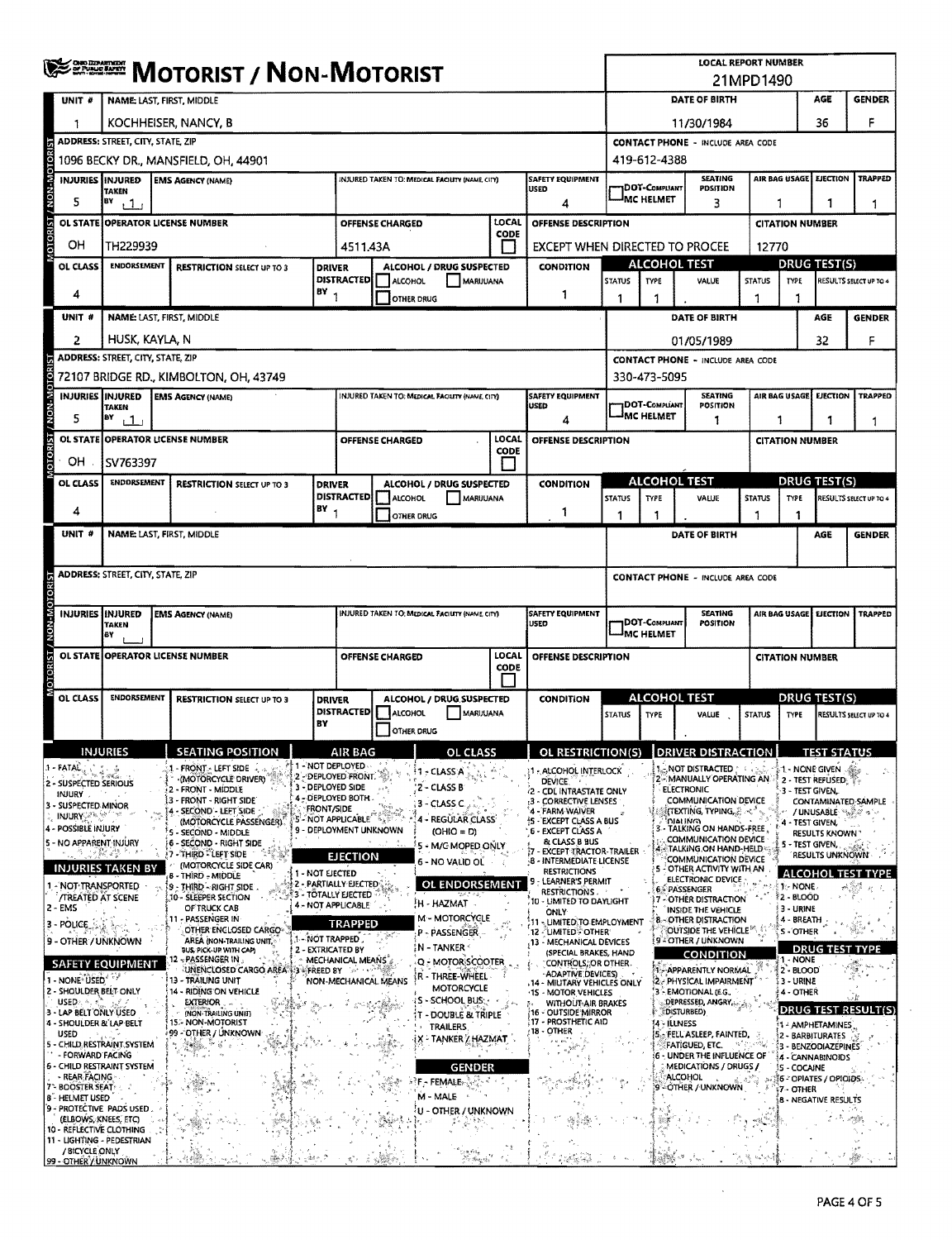# MOTORIST / NON-MOTORIST

**LOCAL REPORT NUMBER:** 21MPD1490

## Unit 1

| UNIT # | NAME: LAST, FIRST, MIDDLE | DATE OF BIRTH | AGE | GENDER |
|---|---|---|---|---|
| 1 | KOCHHEISER, NANCY, B | 11/30/1984 | 36 | F |

| ADDRESS: STREET, CITY, STATE, ZIP | CONTACT PHONE - INCLUDE AREA CODE |
|---|---|
| 1096 BECKY DR., MANSFIELD, OH, 44901 | 419-612-4388 |

| INJURIES | INJURED TAKEN BY | EMS AGENCY (NAME) | INJURED TAKEN TO: MEDICAL FACILITY (NAME, CITY) | SAFETY EQUIPMENT USED | DOT-COMPLIANT MC HELMET | SEATING POSITION | AIR BAG USAGE | EJECTION | TRAPPED |
|---|---|---|---|---|---|---|---|---|---|
| 5 | 1 | | | 4 | | 3 | 1 | 1 | 1 |

| OL STATE | OPERATOR LICENSE NUMBER | OFFENSE CHARGED | LOCAL CODE | OFFENSE DESCRIPTION | CITATION NUMBER |
|---|---|---|---|---|---|
| OH | TH229939 | 4511.43A | | EXCEPT WHEN DIRECTED TO PROCEE | 12770 |

| OL CLASS | ENDORSEMENT | RESTRICTION SELECT UP TO 3 | DRIVER DISTRACTED BY | ALCOHOL / DRUG SUSPECTED | CONDITION | ALCOHOL TEST STATUS | TYPE | VALUE | DRUG TEST STATUS | TYPE | RESULTS SELECT UP TO 4 |
|---|---|---|---|---|---|---|---|---|---|---|---|
| 4 | | | 1 | | 1 | 1 | 1 | | 1 | 1 | |

## Unit 2

| UNIT # | NAME: LAST, FIRST, MIDDLE | DATE OF BIRTH | AGE | GENDER |
|---|---|---|---|---|
| 2 | HUSK, KAYLA, N | 01/05/1989 | 32 | F |

| ADDRESS: STREET, CITY, STATE, ZIP | CONTACT PHONE - INCLUDE AREA CODE |
|---|---|
| 72107 BRIDGE RD., KIMBOLTON, OH, 43749 | 330-473-5095 |

| INJURIES | INJURED TAKEN BY | EMS AGENCY (NAME) | INJURED TAKEN TO: MEDICAL FACILITY (NAME, CITY) | SAFETY EQUIPMENT USED | DOT-COMPLIANT MC HELMET | SEATING POSITION | AIR BAG USAGE | EJECTION | TRAPPED |
|---|---|---|---|---|---|---|---|---|---|
| 5 | 1 | | | 4 | | 1 | 1 | 1 | 1 |

| OL STATE | OPERATOR LICENSE NUMBER | OFFENSE CHARGED | LOCAL CODE | OFFENSE DESCRIPTION | CITATION NUMBER |
|---|---|---|---|---|---|
| OH | SV763397 | | | | |

| OL CLASS | ENDORSEMENT | RESTRICTION SELECT UP TO 3 | DRIVER DISTRACTED BY | ALCOHOL / DRUG SUSPECTED | CONDITION | ALCOHOL TEST STATUS | TYPE | VALUE | DRUG TEST STATUS | TYPE | RESULTS SELECT UP TO 4 |
|---|---|---|---|---|---|---|---|---|---|---|---|
| 4 | | | 1 | | 1 | 1 | 1 | | 1 | 1 | |

## Unit (blank)

| UNIT # | NAME: LAST, FIRST, MIDDLE | DATE OF BIRTH | AGE | GENDER |
|---|---|---|---|---|
| | | | | |

## Codes

**INJURIES**
1 - FATAL
2 - SUSPECTED SERIOUS INJURY
3 - SUSPECTED MINOR INJURY
4 - POSSIBLE INJURY
5 - NO APPARENT INJURY

**INJURIES TAKEN BY**
1 - NOT TRANSPORTED /TREATED AT SCENE
2 - EMS
3 - POLICE
9 - OTHER / UNKNOWN

**SAFETY EQUIPMENT**
1 - NONE USED
2 - SHOULDER BELT ONLY USED
3 - LAP BELT ONLY USED
4 - SHOULDER & LAP BELT USED
5 - CHILD RESTRAINT SYSTEM - FORWARD FACING
6 - CHILD RESTRAINT SYSTEM - REAR FACING
7 - BOOSTER SEAT
8 - HELMET USED
9 - PROTECTIVE PADS USED (ELBOWS, KNEES, ETC)
10 - REFLECTIVE CLOTHING
11 - LIGHTING - PEDESTRIAN / BICYCLE ONLY
99 - OTHER / UNKNOWN

**SEATING POSITION**
1 - FRONT - LEFT SIDE (MOTORCYCLE DRIVER)
2 - FRONT - MIDDLE
3 - FRONT - RIGHT SIDE
4 - SECOND - LEFT SIDE (MOTORCYCLE PASSENGER)
5 - SECOND - MIDDLE
6 - SECOND - RIGHT SIDE
7 - THIRD - LEFT SIDE (MOTORCYCLE SIDE CAR)
8 - THIRD - MIDDLE
9 - THIRD - RIGHT SIDE
10 - SLEEPER SECTION OF TRUCK CAB
11 - PASSENGER IN OTHER ENCLOSED CARGO AREA (NON-TRAILING UNIT, BUS, PICK-UP WITH CAP)
12 - PASSENGER IN UNENCLOSED CARGO AREA
13 - TRAILING UNIT
14 - RIDING ON VEHICLE EXTERIOR (NON-TRAILING UNIT)
15 - NON-MOTORIST
99 - OTHER / UNKNOWN

**AIR BAG**
1 - NOT DEPLOYED
2 - DEPLOYED FRONT
3 - DEPLOYED SIDE
4 - DEPLOYED BOTH FRONT/SIDE
5 - NOT APPLICABLE
9 - DEPLOYMENT UNKNOWN

**EJECTION**
1 - NOT EJECTED
2 - PARTIALLY EJECTED
3 - TOTALLY EJECTED
4 - NOT APPLICABLE

**TRAPPED**
1 - NOT TRAPPED
2 - EXTRICATED BY MECHANICAL MEANS
3 - FREED BY NON-MECHANICAL MEANS

**OL CLASS**
1 - CLASS A
2 - CLASS B
3 - CLASS C
4 - REGULAR CLASS (OHIO = D)
5 - M/C MOPED ONLY
6 - NO VALID OL

**OL ENDORSEMENT**
H - HAZMAT
M - MOTORCYCLE
P - PASSENGER
N - TANKER
Q - MOTOR SCOOTER
R - THREE-WHEEL MOTORCYCLE
S - SCHOOL BUS
T - DOUBLE & TRIPLE TRAILERS
X - TANKER / HAZMAT

**GENDER**
F - FEMALE
M - MALE
U - OTHER / UNKNOWN

**OL RESTRICTION(S)**
1 - ALCOHOL INTERLOCK DEVICE
2 - CDL INTRASTATE ONLY
3 - CORRECTIVE LENSES
4 - FARM WAIVER
5 - EXCEPT CLASS A BUS
6 - EXCEPT CLASS A & CLASS B BUS
7 - EXCEPT TRACTOR-TRAILER
8 - INTERMEDIATE LICENSE RESTRICTIONS
9 - LEARNER'S PERMIT RESTRICTIONS
10 - LIMITED TO DAYLIGHT ONLY
11 - LIMITED TO EMPLOYMENT
12 - LIMITED - OTHER
13 - MECHANICAL DEVICES (SPECIAL BRAKES, HAND CONTROLS, OR OTHER ADAPTIVE DEVICES)
14 - MILITARY VEHICLES ONLY
15 - MOTOR VEHICLES WITHOUT AIR BRAKES
16 - OUTSIDE MIRROR
17 - PROSTHETIC AID
18 - OTHER

**DRIVER DISTRACTION**
1 - NOT DISTRACTED
2 - MANUALLY OPERATING AN ELECTRONIC COMMUNICATION DEVICE (TEXTING, TYPING, DIALING)
3 - TALKING ON HANDS-FREE COMMUNICATION DEVICE
4 - TALKING ON HAND-HELD COMMUNICATION DEVICE
5 - OTHER ACTIVITY WITH AN ELECTRONIC DEVICE
6 - PASSENGER
7 - OTHER DISTRACTION INSIDE THE VEHICLE
8 - OTHER DISTRACTION OUTSIDE THE VEHICLE
9 - OTHER / UNKNOWN

**CONDITION**
1 - APPARENTLY NORMAL
2 - PHYSICAL IMPAIRMENT
3 - EMOTIONAL (E.G., DEPRESSED, ANGRY, DISTURBED)
4 - ILLNESS
5 - FELL ASLEEP, FAINTED, FATIGUED, ETC.
6 - UNDER THE INFLUENCE OF MEDICATIONS / DRUGS / ALCOHOL
9 - OTHER / UNKNOWN

**TEST STATUS**
1 - NONE GIVEN
2 - TEST REFUSED
3 - TEST GIVEN, CONTAMINATED SAMPLE / UNUSABLE
4 - TEST GIVEN, RESULTS KNOWN
5 - TEST GIVEN, RESULTS UNKNOWN

**ALCOHOL TEST TYPE**
1 - NONE
2 - BLOOD
3 - URINE
4 - BREATH
5 - OTHER

**DRUG TEST TYPE**
1 - NONE
2 - BLOOD
3 - URINE
4 - OTHER

**DRUG TEST RESULT(S)**
1 - AMPHETAMINES
2 - BARBITURATES
3 - BENZODIAZEPINES
4 - CANNABINOIDS
5 - COCAINE
6 - OPIATES / OPIOIDS
7 - OTHER
8 - NEGATIVE RESULTS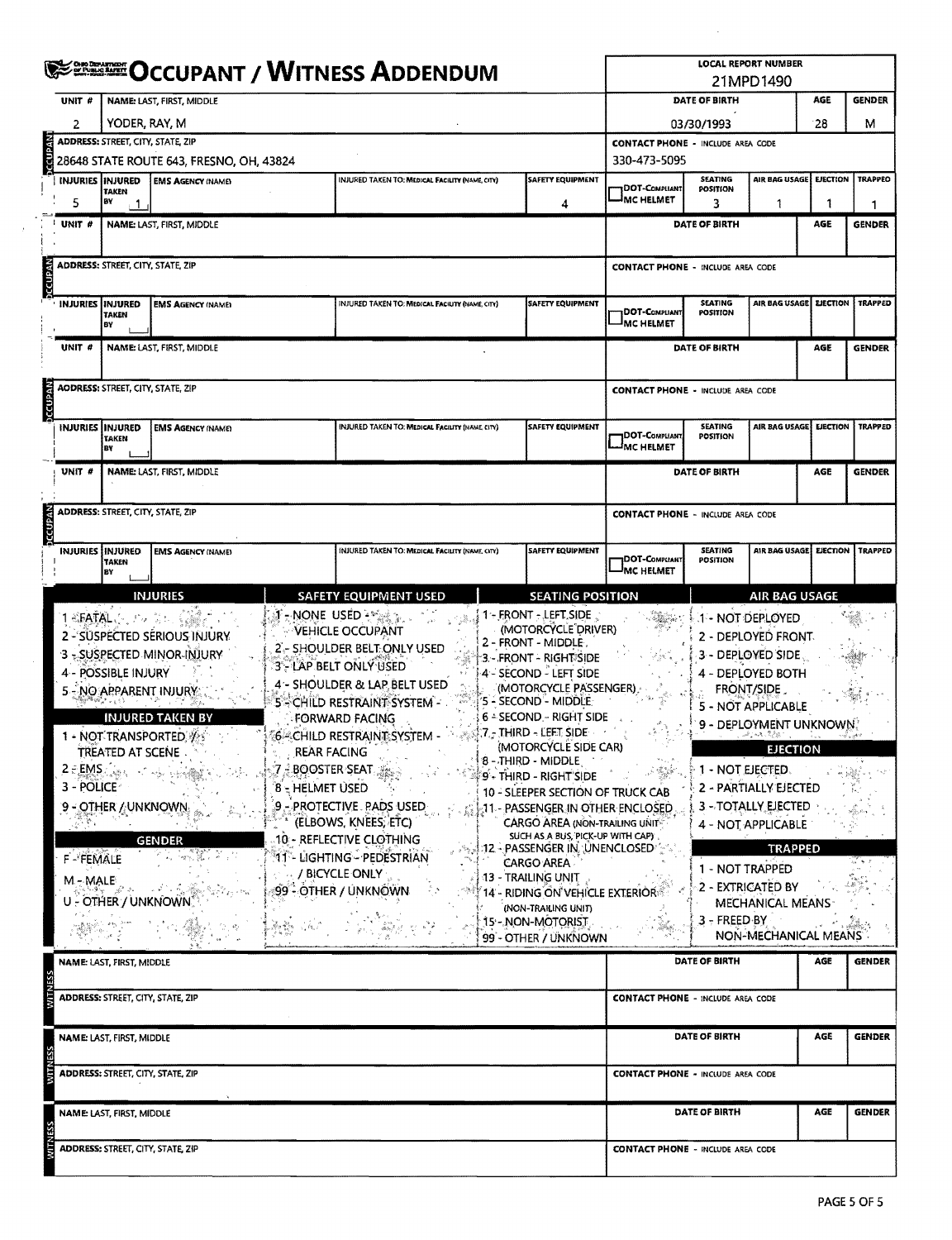# OCCUPANT / WITNESS ADDENDUM

| LOCAL REPORT NUMBER |
|---|
| 21MPD1490 |

## OCCUPANT

| UNIT # | NAME: LAST, FIRST, MIDDLE | DATE OF BIRTH | AGE | GENDER |
|---|---|---|---|---|
| 2 | YODER, RAY, M | 03/30/1993 | 28 | M |

| ADDRESS: STREET, CITY, STATE, ZIP | CONTACT PHONE - INCLUDE AREA CODE |
|---|---|
| 28648 STATE ROUTE 643, FRESNO, OH, 43824 | 330-473-5095 |

| INJURIES | INJURED TAKEN BY | EMS AGENCY (NAME) | INJURED TAKEN TO: MEDICAL FACILITY (NAME, CITY) | SAFETY EQUIPMENT | DOT-COMPLIANT MC HELMET | SEATING POSITION | AIR BAG USAGE | EJECTION | TRAPPED |
|---|---|---|---|---|---|---|---|---|---|
| 5 | 1 | | | 4 | | 3 | 1 | 1 | 1 |

## OCCUPANT

| UNIT # | NAME: LAST, FIRST, MIDDLE | DATE OF BIRTH | AGE | GENDER |
|---|---|---|---|---|
| | | | | |

| ADDRESS: STREET, CITY, STATE, ZIP | CONTACT PHONE - INCLUDE AREA CODE |
|---|---|
| | |

| INJURIES | INJURED TAKEN BY | EMS AGENCY (NAME) | INJURED TAKEN TO: MEDICAL FACILITY (NAME, CITY) | SAFETY EQUIPMENT | DOT-COMPLIANT MC HELMET | SEATING POSITION | AIR BAG USAGE | EJECTION | TRAPPED |
|---|---|---|---|---|---|---|---|---|---|
| | | | | | | | | | |

## OCCUPANT

| UNIT # | NAME: LAST, FIRST, MIDDLE | DATE OF BIRTH | AGE | GENDER |
|---|---|---|---|---|
| | | | | |

| ADDRESS: STREET, CITY, STATE, ZIP | CONTACT PHONE - INCLUDE AREA CODE |
|---|---|
| | |

| INJURIES | INJURED TAKEN BY | EMS AGENCY (NAME) | INJURED TAKEN TO: MEDICAL FACILITY (NAME, CITY) | SAFETY EQUIPMENT | DOT-COMPLIANT MC HELMET | SEATING POSITION | AIR BAG USAGE | EJECTION | TRAPPED |
|---|---|---|---|---|---|---|---|---|---|
| | | | | | | | | | |

## OCCUPANT

| UNIT # | NAME: LAST, FIRST, MIDDLE | DATE OF BIRTH | AGE | GENDER |
|---|---|---|---|---|
| | | | | |

| ADDRESS: STREET, CITY, STATE, ZIP | CONTACT PHONE - INCLUDE AREA CODE |
|---|---|
| | |

| INJURIES | INJURED TAKEN BY | EMS AGENCY (NAME) | INJURED TAKEN TO: MEDICAL FACILITY (NAME, CITY) | SAFETY EQUIPMENT | DOT-COMPLIANT MC HELMET | SEATING POSITION | AIR BAG USAGE | EJECTION | TRAPPED |
|---|---|---|---|---|---|---|---|---|---|
| | | | | | | | | | |

## CODES

**INJURIES**
- 1 - FATAL
- 2 - SUSPECTED SERIOUS INJURY
- 3 - SUSPECTED MINOR INJURY
- 4 - POSSIBLE INJURY
- 5 - NO APPARENT INJURY

**INJURED TAKEN BY**
- 1 - NOT TRANSPORTED / TREATED AT SCENE
- 2 - EMS
- 3 - POLICE
- 9 - OTHER / UNKNOWN

**GENDER**
- F - FEMALE
- M - MALE
- U - OTHER / UNKNOWN

**SAFETY EQUIPMENT USED**
- 1 - NONE USED - VEHICLE OCCUPANT
- 2 - SHOULDER BELT ONLY USED
- 3 - LAP BELT ONLY USED
- 4 - SHOULDER & LAP BELT USED
- 5 - CHILD RESTRAINT SYSTEM - FORWARD FACING
- 6 - CHILD RESTRAINT SYSTEM - REAR FACING
- 7 - BOOSTER SEAT
- 8 - HELMET USED
- 9 - PROTECTIVE PADS USED (ELBOWS, KNEES, ETC)
- 10 - REFLECTIVE CLOTHING
- 11 - LIGHTING - PEDESTRIAN / BICYCLE ONLY
- 99 - OTHER / UNKNOWN

**SEATING POSITION**
- 1 - FRONT - LEFT SIDE (MOTORCYCLE DRIVER)
- 2 - FRONT - MIDDLE
- 3 - FRONT - RIGHT SIDE
- 4 - SECOND - LEFT SIDE (MOTORCYCLE PASSENGER)
- 5 - SECOND - MIDDLE
- 6 - SECOND - RIGHT SIDE
- 7 - THIRD - LEFT SIDE (MOTORCYCLE SIDE CAR)
- 8 - THIRD - MIDDLE
- 9 - THIRD - RIGHT SIDE
- 10 - SLEEPER SECTION OF TRUCK CAB
- 11 - PASSENGER IN OTHER ENCLOSED CARGO AREA (NON-TRAILING UNIT SUCH AS A BUS, PICK-UP WITH CAP)
- 12 - PASSENGER IN UNENCLOSED CARGO AREA
- 13 - TRAILING UNIT
- 14 - RIDING ON VEHICLE EXTERIOR (NON-TRAILING UNIT)
- 15 - NON-MOTORIST
- 99 - OTHER / UNKNOWN

**AIR BAG USAGE**
- 1 - NOT DEPLOYED
- 2 - DEPLOYED FRONT
- 3 - DEPLOYED SIDE
- 4 - DEPLOYED BOTH FRONT/SIDE
- 5 - NOT APPLICABLE
- 9 - DEPLOYMENT UNKNOWN

**EJECTION**
- 1 - NOT EJECTED
- 2 - PARTIALLY EJECTED
- 3 - TOTALLY EJECTED
- 4 - NOT APPLICABLE

**TRAPPED**
- 1 - NOT TRAPPED
- 2 - EXTRICATED BY MECHANICAL MEANS
- 3 - FREED BY NON-MECHANICAL MEANS

## WITNESS

| NAME: LAST, FIRST, MIDDLE | DATE OF BIRTH | AGE | GENDER |
|---|---|---|---|
| | | | |

| ADDRESS: STREET, CITY, STATE, ZIP | CONTACT PHONE - INCLUDE AREA CODE |
|---|---|
| | |

## WITNESS

| NAME: LAST, FIRST, MIDDLE | DATE OF BIRTH | AGE | GENDER |
|---|---|---|---|
| | | | |

| ADDRESS: STREET, CITY, STATE, ZIP | CONTACT PHONE - INCLUDE AREA CODE |
|---|---|
| | |

## WITNESS

| NAME: LAST, FIRST, MIDDLE | DATE OF BIRTH | AGE | GENDER |
|---|---|---|---|
| | | | |

| ADDRESS: STREET, CITY, STATE, ZIP | CONTACT PHONE - INCLUDE AREA CODE |
|---|---|
| | |